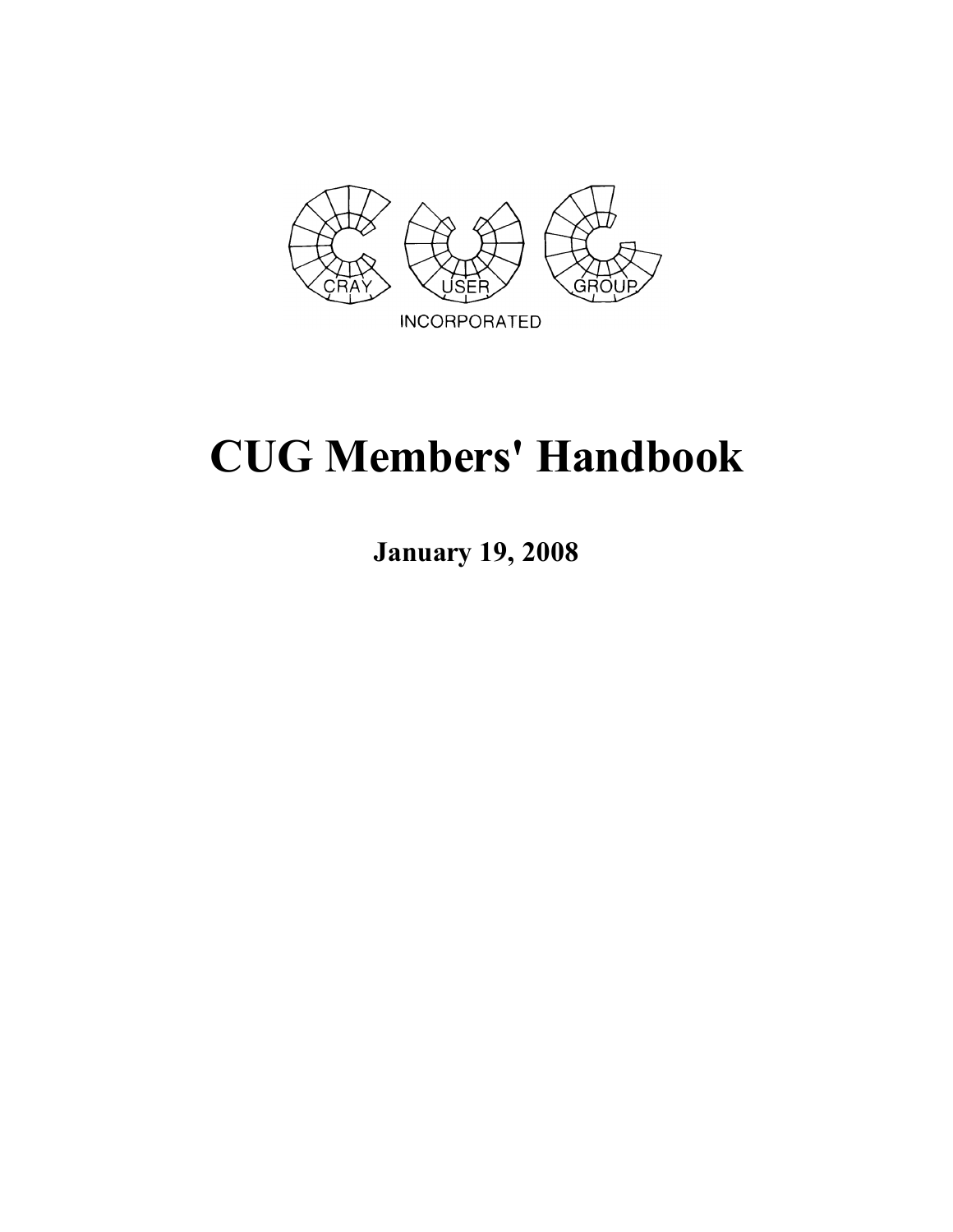CRAY USER GROUP

INCORPORATED

# CUG Members' Handbook

**January 19, 2008**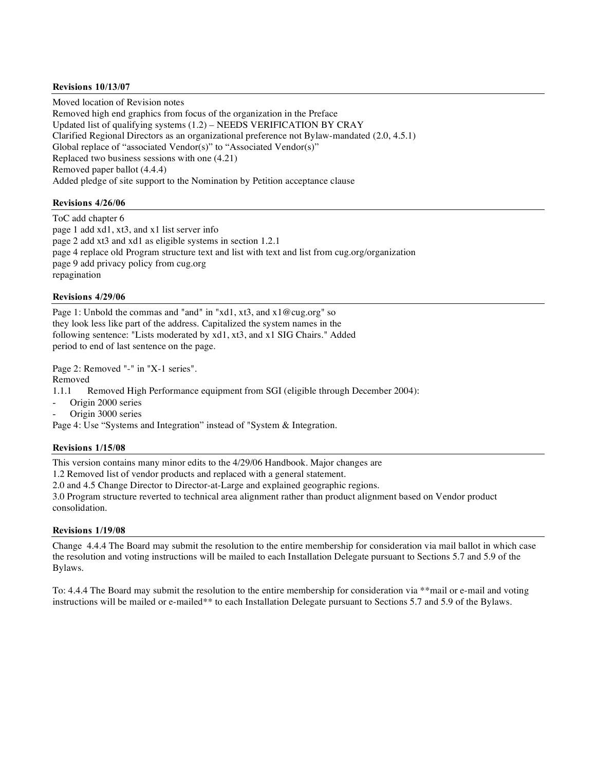**Revisions 10/13/07**

Moved location of Revision notes
Removed high end graphics from focus of the organization in the Preface
Updated list of qualifying systems (1.2) – NEEDS VERIFICATION BY CRAY
Clarified Regional Directors as an organizational preference not Bylaw-mandated (2.0, 4.5.1)
Global replace of "associated Vendor(s)" to "Associated Vendor(s)"
Replaced two business sessions with one (4.21)
Removed paper ballot (4.4.4)
Added pledge of site support to the Nomination by Petition acceptance clause

**Revisions 4/26/06**

ToC add chapter 6
page 1 add xd1, xt3, and x1 list server info
page 2 add xt3 and xd1 as eligible systems in section 1.2.1
page 4 replace old Program structure text and list with text and list from cug.org/organization
page 9 add privacy policy from cug.org
repagination

**Revisions 4/29/06**

Page 1: Unbold the commas and "and" in "xd1, xt3, and x1@cug.org" so they look less like part of the address. Capitalized the system names in the following sentence: "Lists moderated by xd1, xt3, and x1 SIG Chairs." Added period to end of last sentence on the page.

Page 2: Removed "-" in "X-1 series".
Removed
1.1.1 Removed High Performance equipment from SGI (eligible through December 2004):
- Origin 2000 series
- Origin 3000 series

Page 4: Use "Systems and Integration" instead of "System & Integration.

**Revisions 1/15/08**

This version contains many minor edits to the 4/29/06 Handbook. Major changes are
1.2 Removed list of vendor products and replaced with a general statement.
2.0 and 4.5 Change Director to Director-at-Large and explained geographic regions.
3.0 Program structure reverted to technical area alignment rather than product alignment based on Vendor product consolidation.

**Revisions 1/19/08**

Change 4.4.4 The Board may submit the resolution to the entire membership for consideration via mail ballot in which case the resolution and voting instructions will be mailed to each Installation Delegate pursuant to Sections 5.7 and 5.9 of the Bylaws.

To: 4.4.4 The Board may submit the resolution to the entire membership for consideration via **mail or e-mail and voting instructions will be mailed or e-mailed** to each Installation Delegate pursuant to Sections 5.7 and 5.9 of the Bylaws.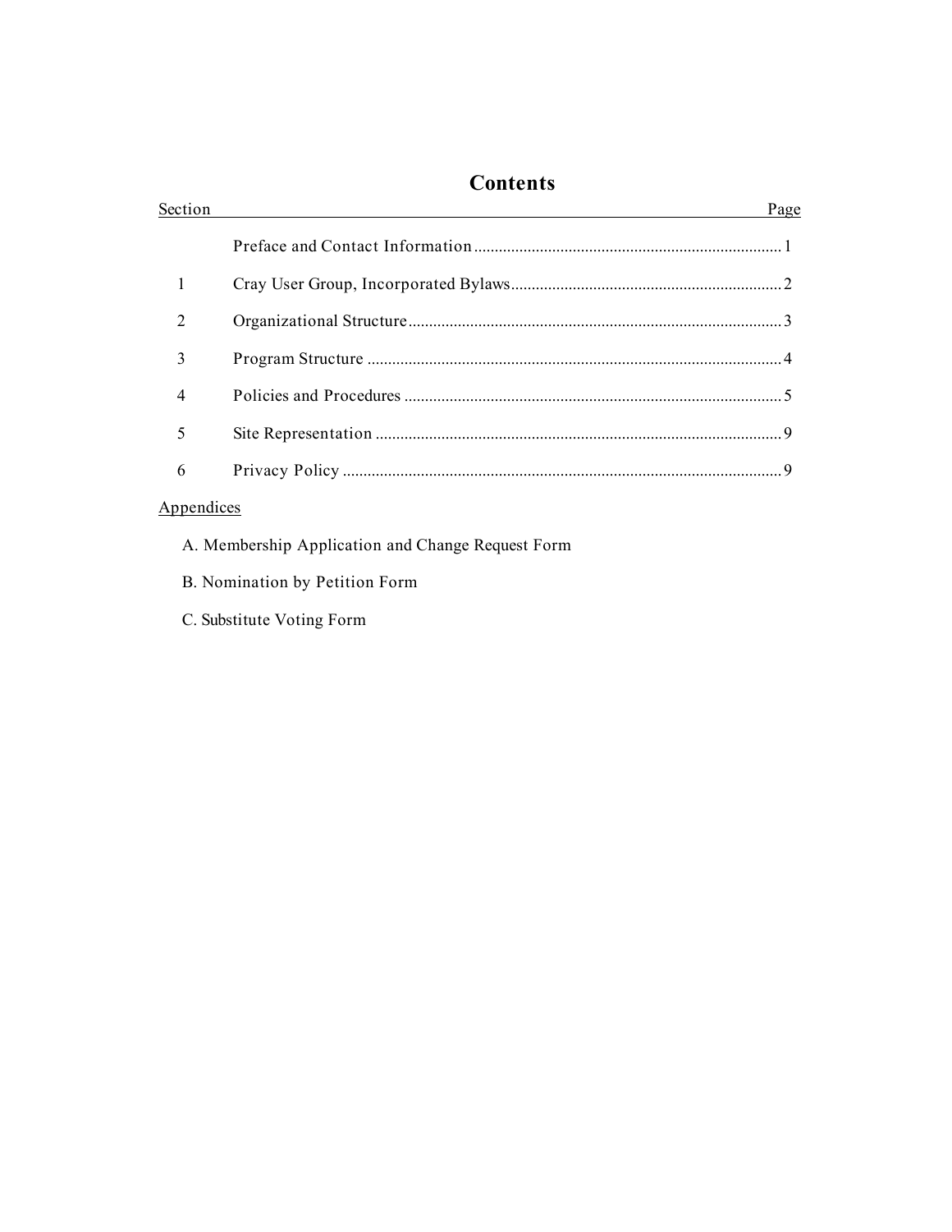# Contents

| Section | | Page |
|---|---|---|
| | Preface and Contact Information | 1 |
| 1 | Cray User Group, Incorporated Bylaws | 2 |
| 2 | Organizational Structure | 3 |
| 3 | Program Structure | 4 |
| 4 | Policies and Procedures | 5 |
| 5 | Site Representation | 9 |
| 6 | Privacy Policy | 9 |

Appendices

A. Membership Application and Change Request Form

B. Nomination by Petition Form

C. Substitute Voting Form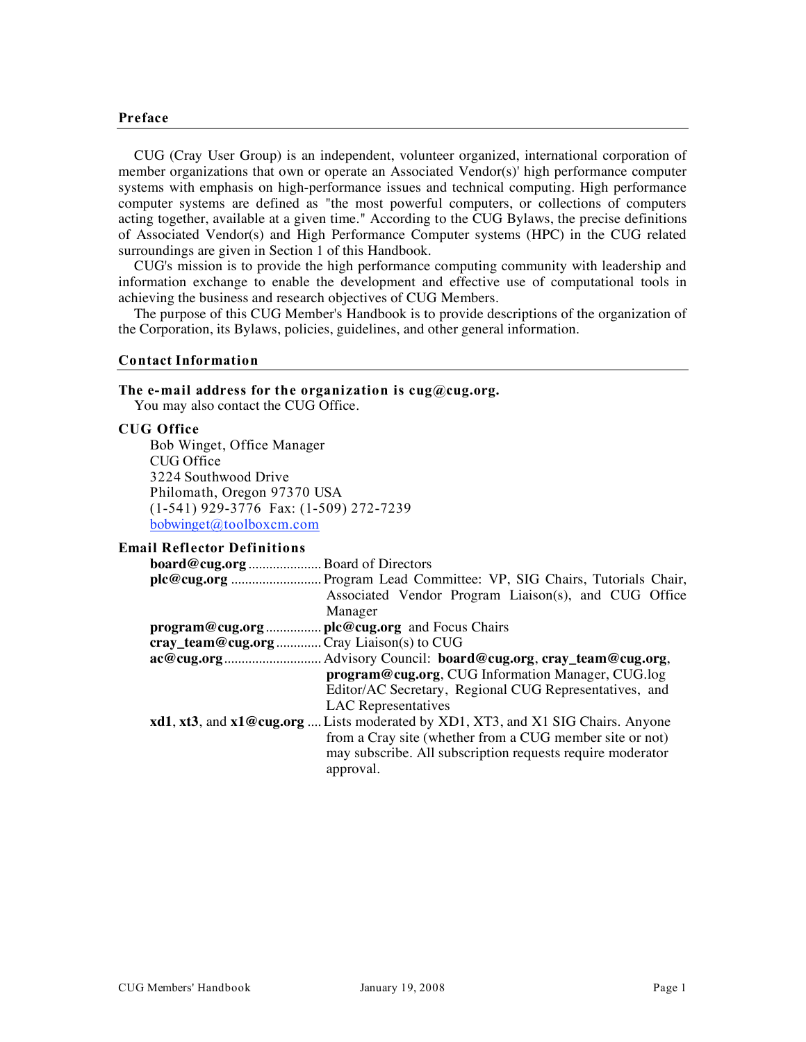## Preface

CUG (Cray User Group) is an independent, volunteer organized, international corporation of member organizations that own or operate an Associated Vendor(s)' high performance computer systems with emphasis on high-performance issues and technical computing. High performance computer systems are defined as "the most powerful computers, or collections of computers acting together, available at a given time." According to the CUG Bylaws, the precise definitions of Associated Vendor(s) and High Performance Computer systems (HPC) in the CUG related surroundings are given in Section 1 of this Handbook.

CUG's mission is to provide the high performance computing community with leadership and information exchange to enable the development and effective use of computational tools in achieving the business and research objectives of CUG Members.

The purpose of this CUG Member's Handbook is to provide descriptions of the organization of the Corporation, its Bylaws, policies, guidelines, and other general information.

## Contact Information

### The e-mail address for the organization is cug@cug.org.

You may also contact the CUG Office.

### CUG Office

Bob Winget, Office Manager
CUG Office
3224 Southwood Drive
Philomath, Oregon 97370 USA
(1-541) 929-3776 Fax: (1-509) 272-7239
bobwinget@toolboxcm.com

### Email Reflector Definitions

**board@cug.org** ..................... Board of Directors

**plc@cug.org** .......................... Program Lead Committee: VP, SIG Chairs, Tutorials Chair, Associated Vendor Program Liaison(s), and CUG Office Manager

**program@cug.org** ................ **plc@cug.org** and Focus Chairs

**cray_team@cug.org** ............ Cray Liaison(s) to CUG

**ac@cug.org** ........................... Advisory Council: **board@cug.org**, **cray_team@cug.org**, **program@cug.org**, CUG Information Manager, CUG.log Editor/AC Secretary, Regional CUG Representatives, and LAC Representatives

**xd1**, **xt3**, and **x1@cug.org** .... Lists moderated by XD1, XT3, and X1 SIG Chairs. Anyone from a Cray site (whether from a CUG member site or not) may subscribe. All subscription requests require moderator approval.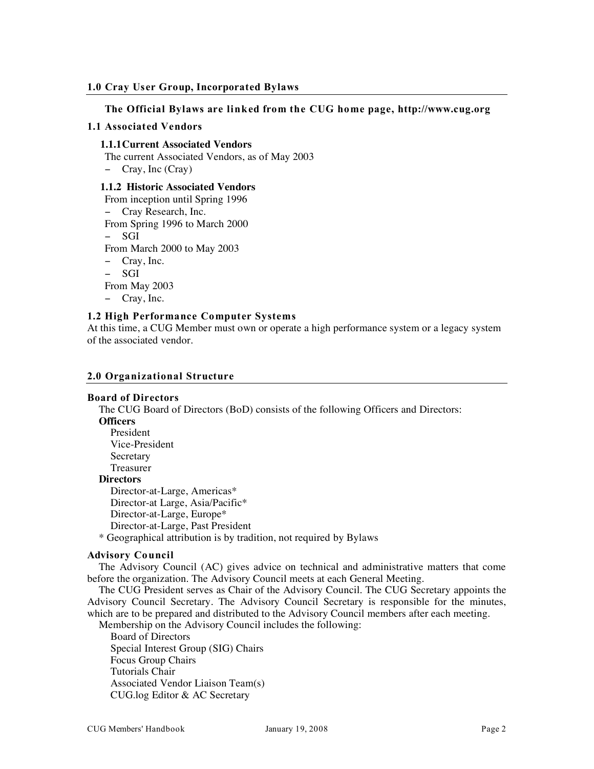## 1.0 Cray User Group, Incorporated Bylaws

**The Official Bylaws are linked from the CUG home page, http://www.cug.org**

### 1.1 Associated Vendors

#### 1.1.1 Current Associated Vendors

The current Associated Vendors, as of May 2003

- Cray, Inc (Cray)

#### 1.1.2 Historic Associated Vendors

From inception until Spring 1996

- Cray Research, Inc.

From Spring 1996 to March 2000

- SGI

From March 2000 to May 2003

- Cray, Inc.
- SGI

From May 2003

- Cray, Inc.

### 1.2 High Performance Computer Systems

At this time, a CUG Member must own or operate a high performance system or a legacy system of the associated vendor.

## 2.0 Organizational Structure

### Board of Directors

The CUG Board of Directors (BoD) consists of the following Officers and Directors:

**Officers**

- President
- Vice-President
- Secretary
- Treasurer

**Directors**

- Director-at-Large, Americas*
- Director-at Large, Asia/Pacific*
- Director-at-Large, Europe*
- Director-at-Large, Past President

\* Geographical attribution is by tradition, not required by Bylaws

### Advisory Council

The Advisory Council (AC) gives advice on technical and administrative matters that come before the organization. The Advisory Council meets at each General Meeting.

The CUG President serves as Chair of the Advisory Council. The CUG Secretary appoints the Advisory Council Secretary. The Advisory Council Secretary is responsible for the minutes, which are to be prepared and distributed to the Advisory Council members after each meeting.

Membership on the Advisory Council includes the following:

- Board of Directors
- Special Interest Group (SIG) Chairs
- Focus Group Chairs
- Tutorials Chair
- Associated Vendor Liaison Team(s)
- CUG.log Editor & AC Secretary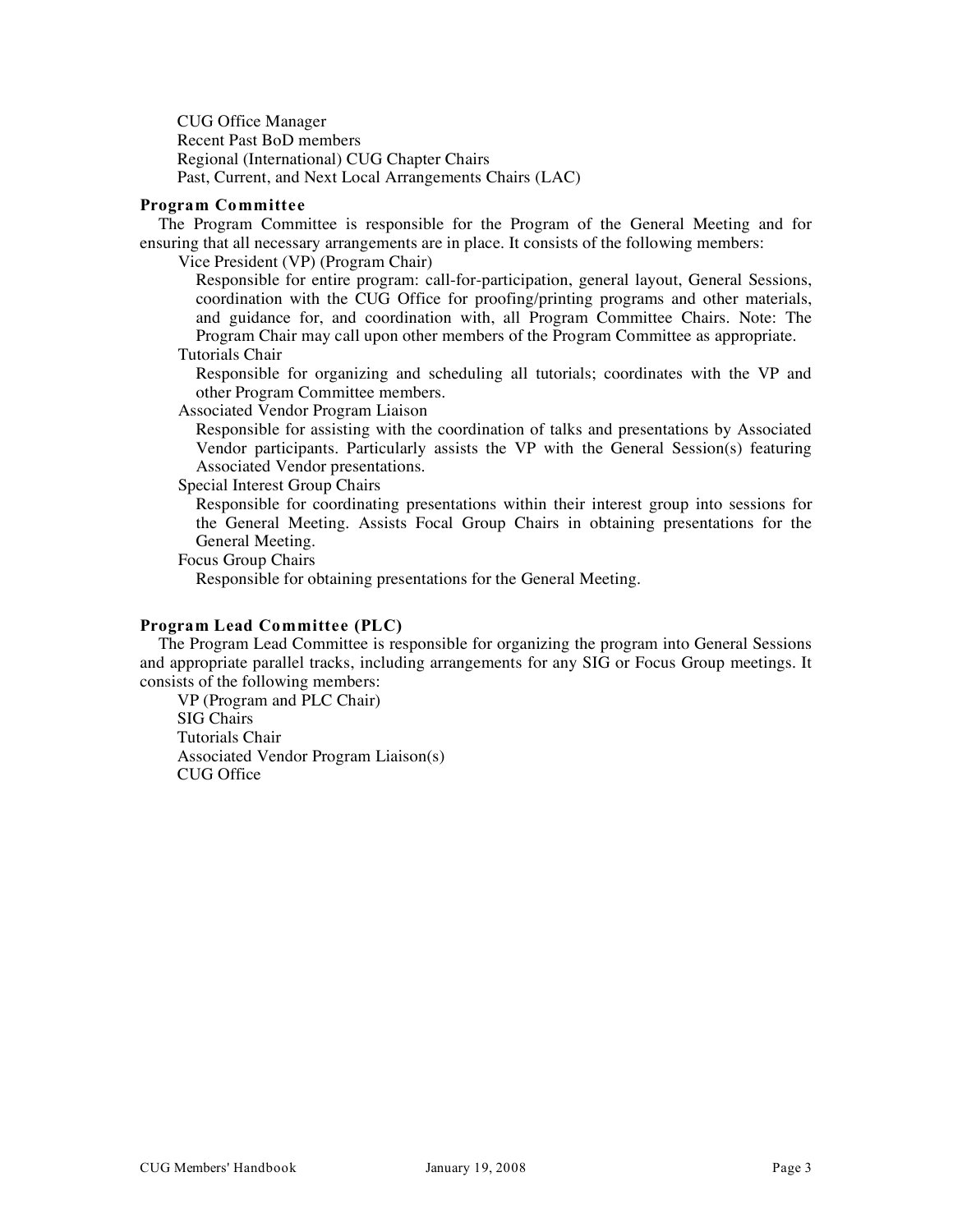CUG Office Manager
Recent Past BoD members
Regional (International) CUG Chapter Chairs
Past, Current, and Next Local Arrangements Chairs (LAC)

### Program Committee

The Program Committee is responsible for the Program of the General Meeting and for ensuring that all necessary arrangements are in place. It consists of the following members:

Vice President (VP) (Program Chair)

Responsible for entire program: call-for-participation, general layout, General Sessions, coordination with the CUG Office for proofing/printing programs and other materials, and guidance for, and coordination with, all Program Committee Chairs. Note: The Program Chair may call upon other members of the Program Committee as appropriate.

Tutorials Chair

Responsible for organizing and scheduling all tutorials; coordinates with the VP and other Program Committee members.

Associated Vendor Program Liaison

Responsible for assisting with the coordination of talks and presentations by Associated Vendor participants. Particularly assists the VP with the General Session(s) featuring Associated Vendor presentations.

Special Interest Group Chairs

Responsible for coordinating presentations within their interest group into sessions for the General Meeting. Assists Focal Group Chairs in obtaining presentations for the General Meeting.

Focus Group Chairs

Responsible for obtaining presentations for the General Meeting.

### Program Lead Committee (PLC)

The Program Lead Committee is responsible for organizing the program into General Sessions and appropriate parallel tracks, including arrangements for any SIG or Focus Group meetings. It consists of the following members:

VP (Program and PLC Chair)
SIG Chairs
Tutorials Chair
Associated Vendor Program Liaison(s)
CUG Office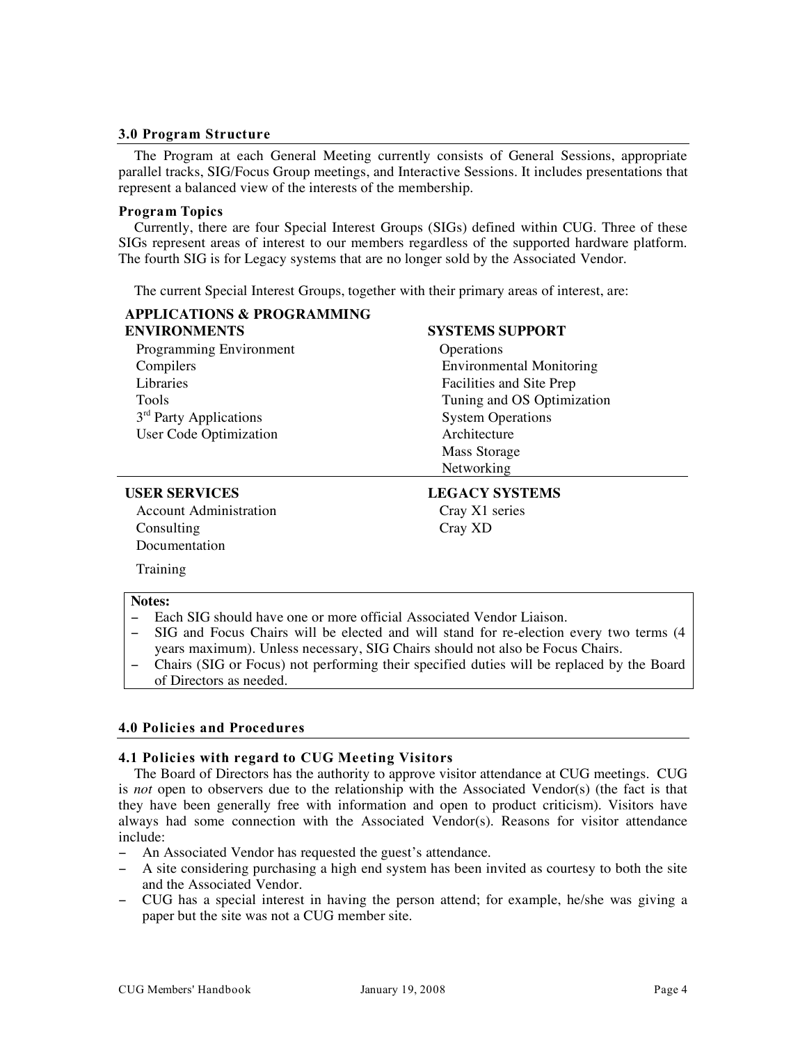### 3.0 Program Structure

The Program at each General Meeting currently consists of General Sessions, appropriate parallel tracks, SIG/Focus Group meetings, and Interactive Sessions. It includes presentations that represent a balanced view of the interests of the membership.

**Program Topics**

Currently, there are four Special Interest Groups (SIGs) defined within CUG. Three of these SIGs represent areas of interest to our members regardless of the supported hardware platform. The fourth SIG is for Legacy systems that are no longer sold by the Associated Vendor.

The current Special Interest Groups, together with their primary areas of interest, are:

**APPLICATIONS & PROGRAMMING ENVIRONMENTS**
- Programming Environment
- Compilers
- Libraries
- Tools
- 3rd Party Applications
- User Code Optimization

**SYSTEMS SUPPORT**
- Operations
- Environmental Monitoring
- Facilities and Site Prep
- Tuning and OS Optimization
- System Operations
- Architecture
- Mass Storage
- Networking

**USER SERVICES**
- Account Administration
- Consulting
- Documentation
- Training

**LEGACY SYSTEMS**
- Cray X1 series
- Cray XD

**Notes:**
- Each SIG should have one or more official Associated Vendor Liaison.
- SIG and Focus Chairs will be elected and will stand for re-election every two terms (4 years maximum). Unless necessary, SIG Chairs should not also be Focus Chairs.
- Chairs (SIG or Focus) not performing their specified duties will be replaced by the Board of Directors as needed.

### 4.0 Policies and Procedures

#### 4.1 Policies with regard to CUG Meeting Visitors

The Board of Directors has the authority to approve visitor attendance at CUG meetings. CUG is *not* open to observers due to the relationship with the Associated Vendor(s) (the fact is that they have been generally free with information and open to product criticism). Visitors have always had some connection with the Associated Vendor(s). Reasons for visitor attendance include:

- An Associated Vendor has requested the guest's attendance.
- A site considering purchasing a high end system has been invited as courtesy to both the site and the Associated Vendor.
- CUG has a special interest in having the person attend; for example, he/she was giving a paper but the site was not a CUG member site.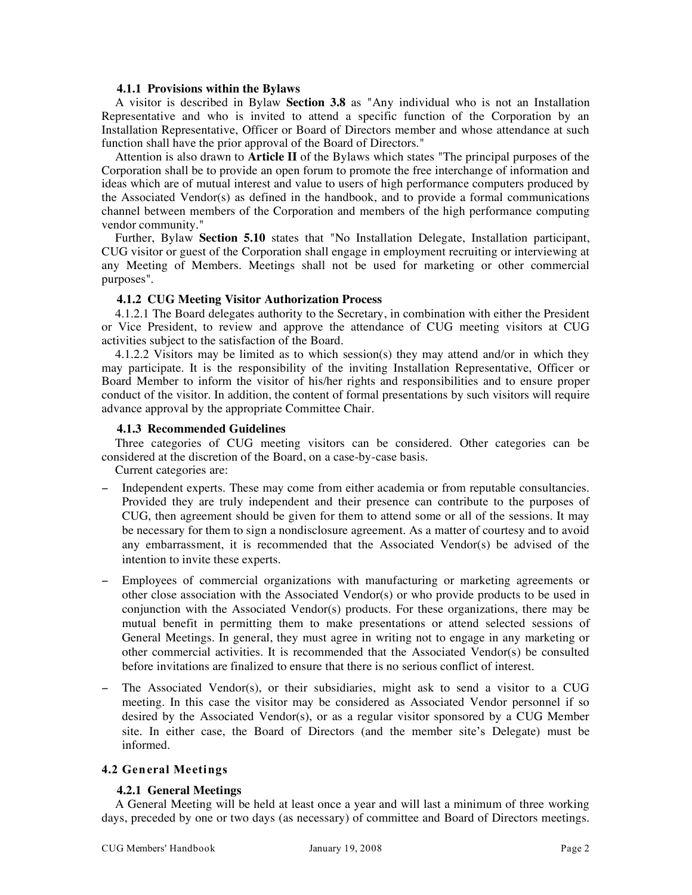#### 4.1.1 Provisions within the Bylaws

A visitor is described in Bylaw **Section 3.8** as "Any individual who is not an Installation Representative and who is invited to attend a specific function of the Corporation by an Installation Representative, Officer or Board of Directors member and whose attendance at such function shall have the prior approval of the Board of Directors."

Attention is also drawn to **Article II** of the Bylaws which states "The principal purposes of the Corporation shall be to provide an open forum to promote the free interchange of information and ideas which are of mutual interest and value to users of high performance computers produced by the Associated Vendor(s) as defined in the handbook, and to provide a formal communications channel between members of the Corporation and members of the high performance computing vendor community."

Further, Bylaw **Section 5.10** states that "No Installation Delegate, Installation participant, CUG visitor or guest of the Corporation shall engage in employment recruiting or interviewing at any Meeting of Members. Meetings shall not be used for marketing or other commercial purposes".

#### 4.1.2 CUG Meeting Visitor Authorization Process

4.1.2.1 The Board delegates authority to the Secretary, in combination with either the President or Vice President, to review and approve the attendance of CUG meeting visitors at CUG activities subject to the satisfaction of the Board.

4.1.2.2 Visitors may be limited as to which session(s) they may attend and/or in which they may participate. It is the responsibility of the inviting Installation Representative, Officer or Board Member to inform the visitor of his/her rights and responsibilities and to ensure proper conduct of the visitor. In addition, the content of formal presentations by such visitors will require advance approval by the appropriate Committee Chair.

#### 4.1.3 Recommended Guidelines

Three categories of CUG meeting visitors can be considered. Other categories can be considered at the discretion of the Board, on a case-by-case basis.

Current categories are:

- Independent experts. These may come from either academia or from reputable consultancies. Provided they are truly independent and their presence can contribute to the purposes of CUG, then agreement should be given for them to attend some or all of the sessions. It may be necessary for them to sign a nondisclosure agreement. As a matter of courtesy and to avoid any embarrassment, it is recommended that the Associated Vendor(s) be advised of the intention to invite these experts.
- Employees of commercial organizations with manufacturing or marketing agreements or other close association with the Associated Vendor(s) or who provide products to be used in conjunction with the Associated Vendor(s) products. For these organizations, there may be mutual benefit in permitting them to make presentations or attend selected sessions of General Meetings. In general, they must agree in writing not to engage in any marketing or other commercial activities. It is recommended that the Associated Vendor(s) be consulted before invitations are finalized to ensure that there is no serious conflict of interest.
- The Associated Vendor(s), or their subsidiaries, might ask to send a visitor to a CUG meeting. In this case the visitor may be considered as Associated Vendor personnel if so desired by the Associated Vendor(s), or as a regular visitor sponsored by a CUG Member site. In either case, the Board of Directors (and the member site's Delegate) must be informed.

### 4.2 General Meetings

#### 4.2.1 General Meetings

A General Meeting will be held at least once a year and will last a minimum of three working days, preceded by one or two days (as necessary) of committee and Board of Directors meetings.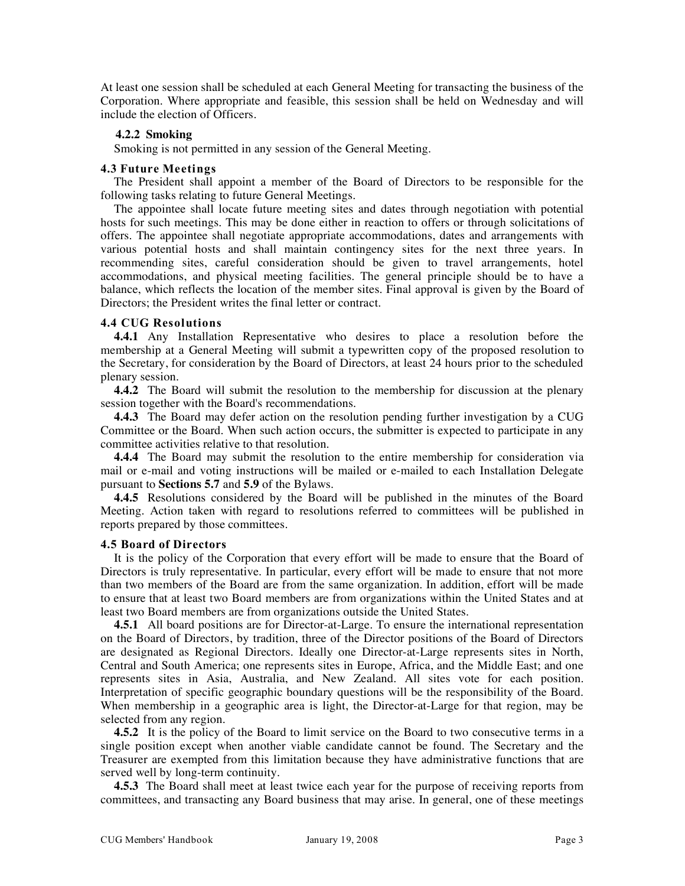At least one session shall be scheduled at each General Meeting for transacting the business of the Corporation. Where appropriate and feasible, this session shall be held on Wednesday and will include the election of Officers.

#### 4.2.2 Smoking

Smoking is not permitted in any session of the General Meeting.

### 4.3 Future Meetings

The President shall appoint a member of the Board of Directors to be responsible for the following tasks relating to future General Meetings.

The appointee shall locate future meeting sites and dates through negotiation with potential hosts for such meetings. This may be done either in reaction to offers or through solicitations of offers. The appointee shall negotiate appropriate accommodations, dates and arrangements with various potential hosts and shall maintain contingency sites for the next three years. In recommending sites, careful consideration should be given to travel arrangements, hotel accommodations, and physical meeting facilities. The general principle should be to have a balance, which reflects the location of the member sites. Final approval is given by the Board of Directors; the President writes the final letter or contract.

### 4.4 CUG Resolutions

**4.4.1** Any Installation Representative who desires to place a resolution before the membership at a General Meeting will submit a typewritten copy of the proposed resolution to the Secretary, for consideration by the Board of Directors, at least 24 hours prior to the scheduled plenary session.

**4.4.2** The Board will submit the resolution to the membership for discussion at the plenary session together with the Board's recommendations.

**4.4.3** The Board may defer action on the resolution pending further investigation by a CUG Committee or the Board. When such action occurs, the submitter is expected to participate in any committee activities relative to that resolution.

**4.4.4** The Board may submit the resolution to the entire membership for consideration via mail or e-mail and voting instructions will be mailed or e-mailed to each Installation Delegate pursuant to **Sections 5.7** and **5.9** of the Bylaws.

**4.4.5** Resolutions considered by the Board will be published in the minutes of the Board Meeting. Action taken with regard to resolutions referred to committees will be published in reports prepared by those committees.

### 4.5 Board of Directors

It is the policy of the Corporation that every effort will be made to ensure that the Board of Directors is truly representative. In particular, every effort will be made to ensure that not more than two members of the Board are from the same organization. In addition, effort will be made to ensure that at least two Board members are from organizations within the United States and at least two Board members are from organizations outside the United States.

**4.5.1** All board positions are for Director-at-Large. To ensure the international representation on the Board of Directors, by tradition, three of the Director positions of the Board of Directors are designated as Regional Directors. Ideally one Director-at-Large represents sites in North, Central and South America; one represents sites in Europe, Africa, and the Middle East; and one represents sites in Asia, Australia, and New Zealand. All sites vote for each position. Interpretation of specific geographic boundary questions will be the responsibility of the Board. When membership in a geographic area is light, the Director-at-Large for that region, may be selected from any region.

**4.5.2** It is the policy of the Board to limit service on the Board to two consecutive terms in a single position except when another viable candidate cannot be found. The Secretary and the Treasurer are exempted from this limitation because they have administrative functions that are served well by long-term continuity.

**4.5.3** The Board shall meet at least twice each year for the purpose of receiving reports from committees, and transacting any Board business that may arise. In general, one of these meetings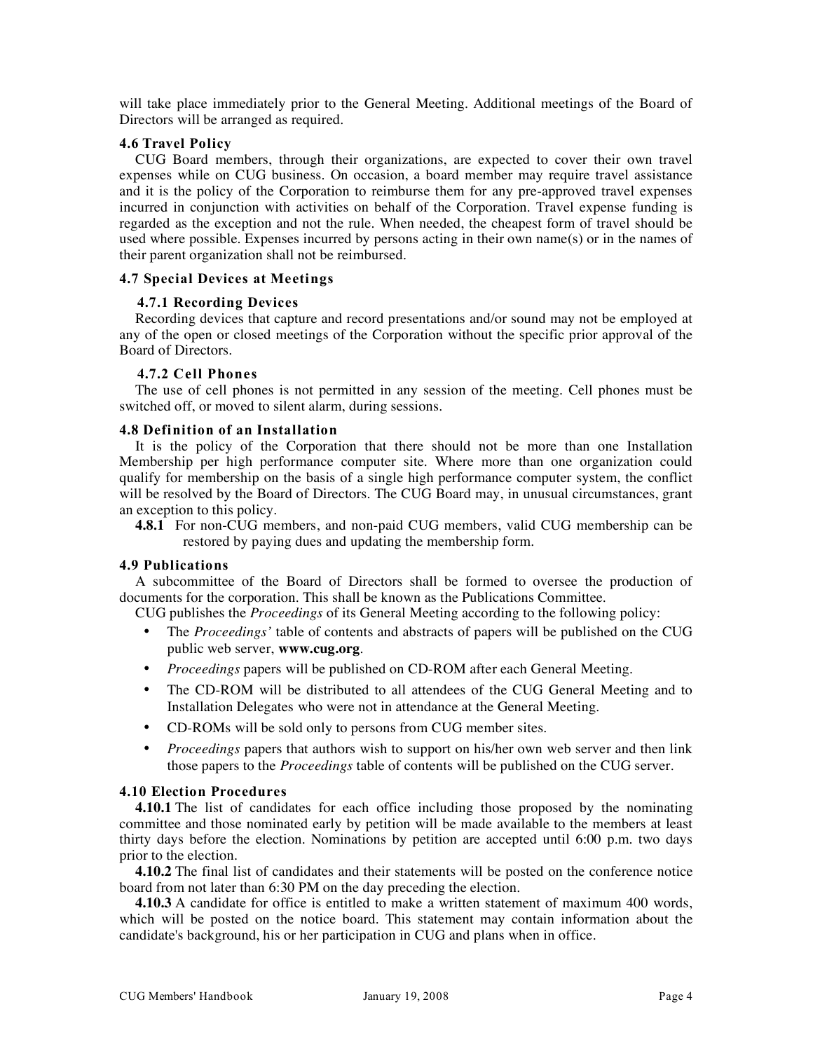will take place immediately prior to the General Meeting. Additional meetings of the Board of Directors will be arranged as required.

### 4.6 Travel Policy

CUG Board members, through their organizations, are expected to cover their own travel expenses while on CUG business. On occasion, a board member may require travel assistance and it is the policy of the Corporation to reimburse them for any pre-approved travel expenses incurred in conjunction with activities on behalf of the Corporation. Travel expense funding is regarded as the exception and not the rule. When needed, the cheapest form of travel should be used where possible. Expenses incurred by persons acting in their own name(s) or in the names of their parent organization shall not be reimbursed.

### 4.7 Special Devices at Meetings

#### 4.7.1 Recording Devices

Recording devices that capture and record presentations and/or sound may not be employed at any of the open or closed meetings of the Corporation without the specific prior approval of the Board of Directors.

#### 4.7.2 Cell Phones

The use of cell phones is not permitted in any session of the meeting. Cell phones must be switched off, or moved to silent alarm, during sessions.

### 4.8 Definition of an Installation

It is the policy of the Corporation that there should not be more than one Installation Membership per high performance computer site. Where more than one organization could qualify for membership on the basis of a single high performance computer system, the conflict will be resolved by the Board of Directors. The CUG Board may, in unusual circumstances, grant an exception to this policy.

**4.8.1** For non-CUG members, and non-paid CUG members, valid CUG membership can be restored by paying dues and updating the membership form.

### 4.9 Publications

A subcommittee of the Board of Directors shall be formed to oversee the production of documents for the corporation. This shall be known as the Publications Committee.

CUG publishes the *Proceedings* of its General Meeting according to the following policy:

- The *Proceedings'* table of contents and abstracts of papers will be published on the CUG public web server, **www.cug.org**.
- *Proceedings* papers will be published on CD-ROM after each General Meeting.
- The CD-ROM will be distributed to all attendees of the CUG General Meeting and to Installation Delegates who were not in attendance at the General Meeting.
- CD-ROMs will be sold only to persons from CUG member sites.
- *Proceedings* papers that authors wish to support on his/her own web server and then link those papers to the *Proceedings* table of contents will be published on the CUG server.

### 4.10 Election Procedures

**4.10.1** The list of candidates for each office including those proposed by the nominating committee and those nominated early by petition will be made available to the members at least thirty days before the election. Nominations by petition are accepted until 6:00 p.m. two days prior to the election.

**4.10.2** The final list of candidates and their statements will be posted on the conference notice board from not later than 6:30 PM on the day preceding the election.

**4.10.3** A candidate for office is entitled to make a written statement of maximum 400 words, which will be posted on the notice board. This statement may contain information about the candidate's background, his or her participation in CUG and plans when in office.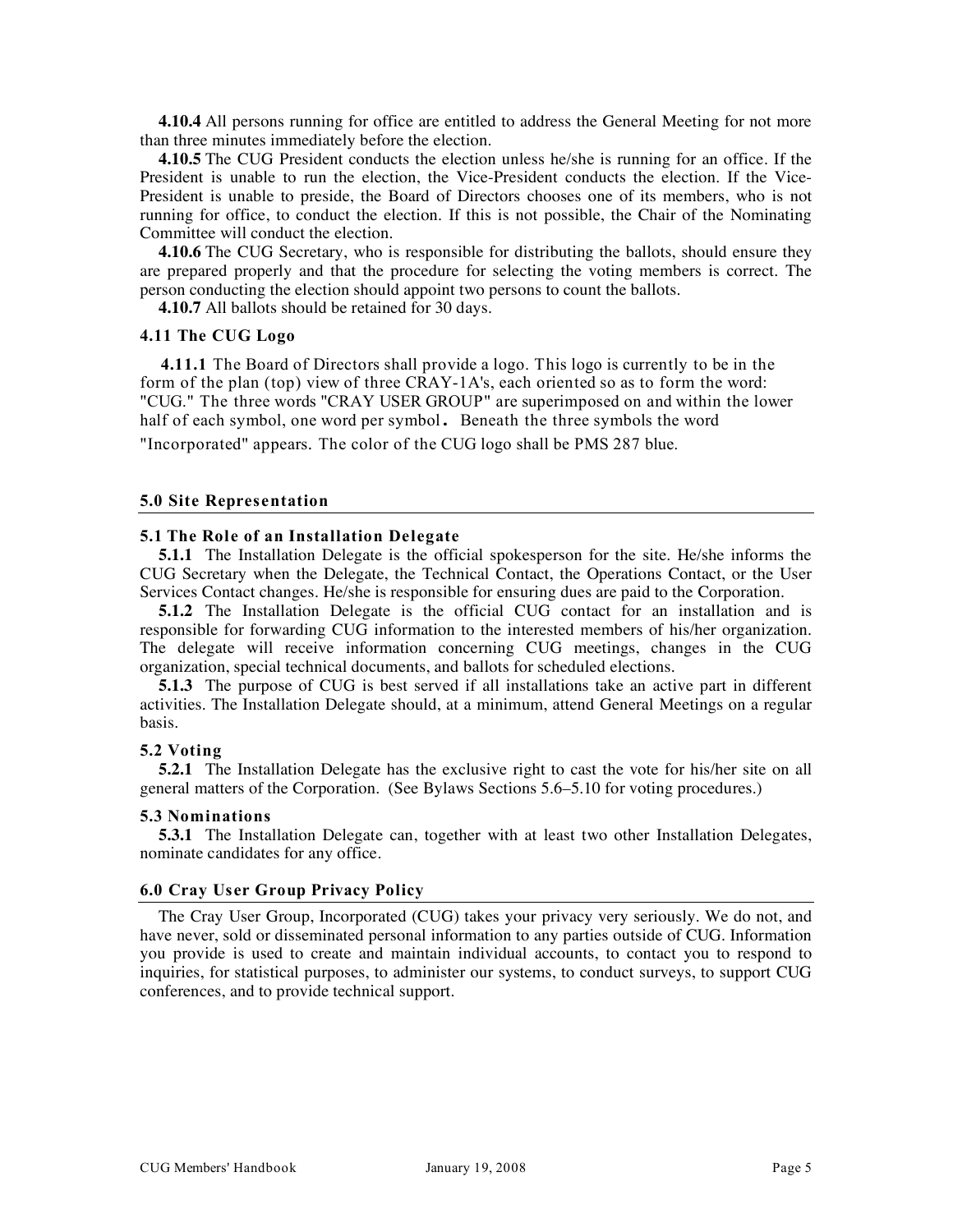**4.10.4** All persons running for office are entitled to address the General Meeting for not more than three minutes immediately before the election.

**4.10.5** The CUG President conducts the election unless he/she is running for an office. If the President is unable to run the election, the Vice-President conducts the election. If the Vice-President is unable to preside, the Board of Directors chooses one of its members, who is not running for office, to conduct the election. If this is not possible, the Chair of the Nominating Committee will conduct the election.

**4.10.6** The CUG Secretary, who is responsible for distributing the ballots, should ensure they are prepared properly and that the procedure for selecting the voting members is correct. The person conducting the election should appoint two persons to count the ballots.

**4.10.7** All ballots should be retained for 30 days.

### 4.11 The CUG Logo

**4.11.1** The Board of Directors shall provide a logo. This logo is currently to be in the form of the plan (top) view of three CRAY-1A's, each oriented so as to form the word: "CUG." The three words "CRAY USER GROUP" are superimposed on and within the lower half of each symbol, one word per symbol. Beneath the three symbols the word "Incorporated" appears. The color of the CUG logo shall be PMS 287 blue.

## 5.0 Site Representation

### 5.1 The Role of an Installation Delegate

**5.1.1** The Installation Delegate is the official spokesperson for the site. He/she informs the CUG Secretary when the Delegate, the Technical Contact, the Operations Contact, or the User Services Contact changes. He/she is responsible for ensuring dues are paid to the Corporation.

**5.1.2** The Installation Delegate is the official CUG contact for an installation and is responsible for forwarding CUG information to the interested members of his/her organization. The delegate will receive information concerning CUG meetings, changes in the CUG organization, special technical documents, and ballots for scheduled elections.

**5.1.3** The purpose of CUG is best served if all installations take an active part in different activities. The Installation Delegate should, at a minimum, attend General Meetings on a regular basis.

### 5.2 Voting

**5.2.1** The Installation Delegate has the exclusive right to cast the vote for his/her site on all general matters of the Corporation. (See Bylaws Sections 5.6–5.10 for voting procedures.)

### 5.3 Nominations

**5.3.1** The Installation Delegate can, together with at least two other Installation Delegates, nominate candidates for any office.

## 6.0 Cray User Group Privacy Policy

The Cray User Group, Incorporated (CUG) takes your privacy very seriously. We do not, and have never, sold or disseminated personal information to any parties outside of CUG. Information you provide is used to create and maintain individual accounts, to contact you to respond to inquiries, for statistical purposes, to administer our systems, to conduct surveys, to support CUG conferences, and to provide technical support.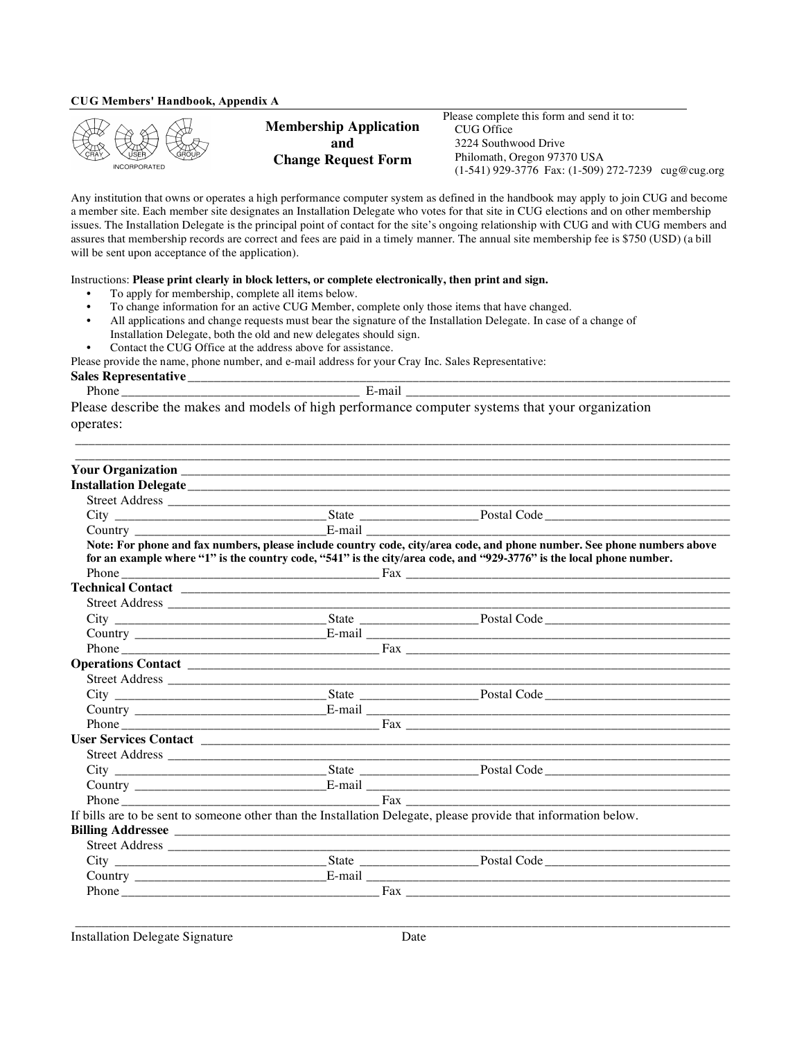CUG Members' Handbook, Appendix A

CRAY USER GROUP INCORPORATED

## Membership Application and Change Request Form

Please complete this form and send it to:
CUG Office
3224 Southwood Drive
Philomath, Oregon 97370 USA
(1-541) 929-3776 Fax: (1-509) 272-7239 cug@cug.org

Any institution that owns or operates a high performance computer system as defined in the handbook may apply to join CUG and become a member site. Each member site designates an Installation Delegate who votes for that site in CUG elections and on other membership issues. The Installation Delegate is the principal point of contact for the site's ongoing relationship with CUG and with CUG members and assures that membership records are correct and fees are paid in a timely manner. The annual site membership fee is $750 (USD) (a bill will be sent upon acceptance of the application).

Instructions: **Please print clearly in block letters, or complete electronically, then print and sign.**

- To apply for membership, complete all items below.
- To change information for an active CUG Member, complete only those items that have changed.
- All applications and change requests must bear the signature of the Installation Delegate. In case of a change of Installation Delegate, both the old and new delegates should sign.
- Contact the CUG Office at the address above for assistance.

Please provide the name, phone number, and e-mail address for your Cray Inc. Sales Representative:

**Sales Representative** ______________________________

Phone ____________________ E-mail ____________________

Please describe the makes and models of high performance computer systems that your organization operates:

______________________________

______________________________

**Your Organization** ______________________________

**Installation Delegate** ______________________________

Street Address ______________________________

City ____________ State ____________ Postal Code ____________

Country ____________ E-mail ____________

**Note: For phone and fax numbers, please include country code, city/area code, and phone number. See phone numbers above for an example where "1" is the country code, "541" is the city/area code, and "929-3776" is the local phone number.**

Phone ____________________ Fax ____________________

**Technical Contact** ______________________________

Street Address ______________________________

City ____________ State ____________ Postal Code ____________

Country ____________ E-mail ____________

Phone ____________________ Fax ____________________

**Operations Contact** ______________________________

Street Address ______________________________

City ____________ State ____________ Postal Code ____________

Country ____________ E-mail ____________

Phone ____________________ Fax ____________________

**User Services Contact** ______________________________

Street Address ______________________________

City ____________ State ____________ Postal Code ____________

Country ____________ E-mail ____________

Phone ____________________ Fax ____________________

If bills are to be sent to someone other than the Installation Delegate, please provide that information below.

**Billing Addressee** ______________________________

Street Address ______________________________

City ____________ State ____________ Postal Code ____________

Country ____________ E-mail ____________

Phone ____________________ Fax ____________________

______________________________

Installation Delegate Signature Date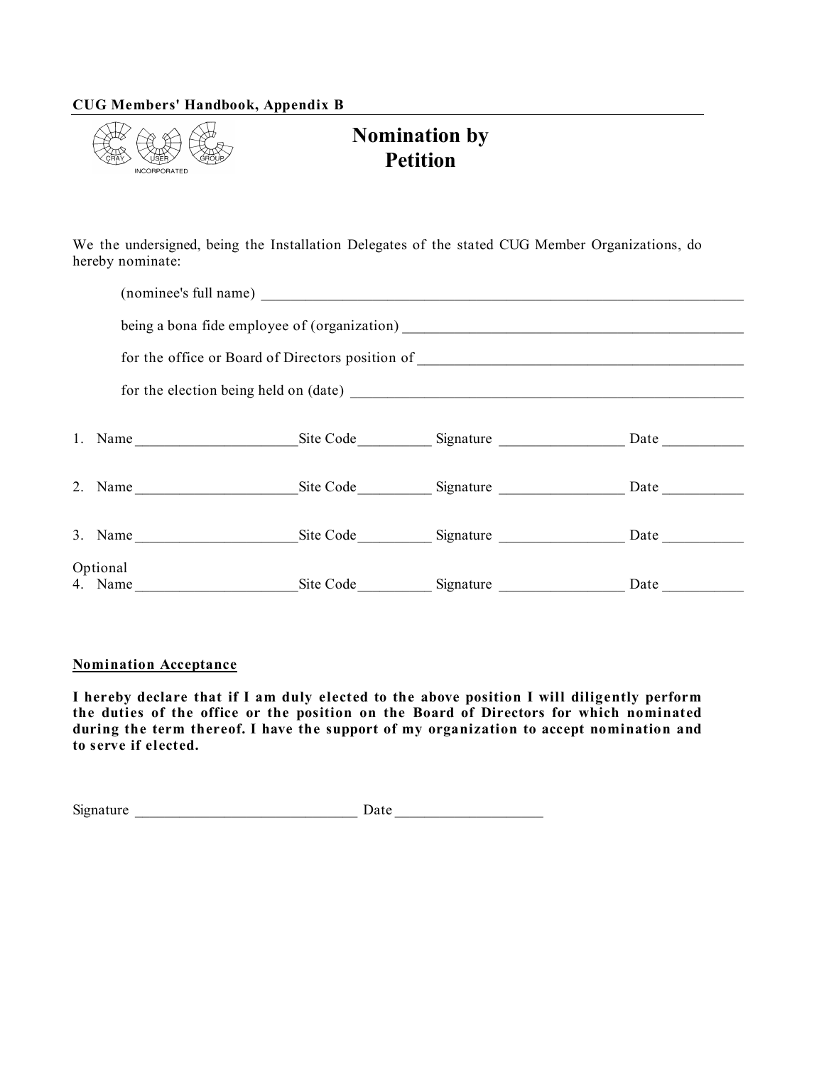CUG Members' Handbook, Appendix B

# Nomination by Petition

We the undersigned, being the Installation Delegates of the stated CUG Member Organizations, do hereby nominate:

(nominee's full name) ____________________________________________

being a bona fide employee of (organization) ______________________________

for the office or Board of Directors position of ____________________________

for the election being held on (date) ____________________________________

1. Name ____________________ Site Code __________ Signature ________________ Date __________

2. Name ____________________ Site Code __________ Signature ________________ Date __________

3. Name ____________________ Site Code __________ Signature ________________ Date __________

Optional

4. Name ____________________ Site Code __________ Signature ________________ Date __________

**Nomination Acceptance**

**I hereby declare that if I am duly elected to the above position I will diligently perform the duties of the office or the position on the Board of Directors for which nominated during the term thereof. I have the support of my organization to accept nomination and to serve if elected.**

Signature ____________________________ Date ___________________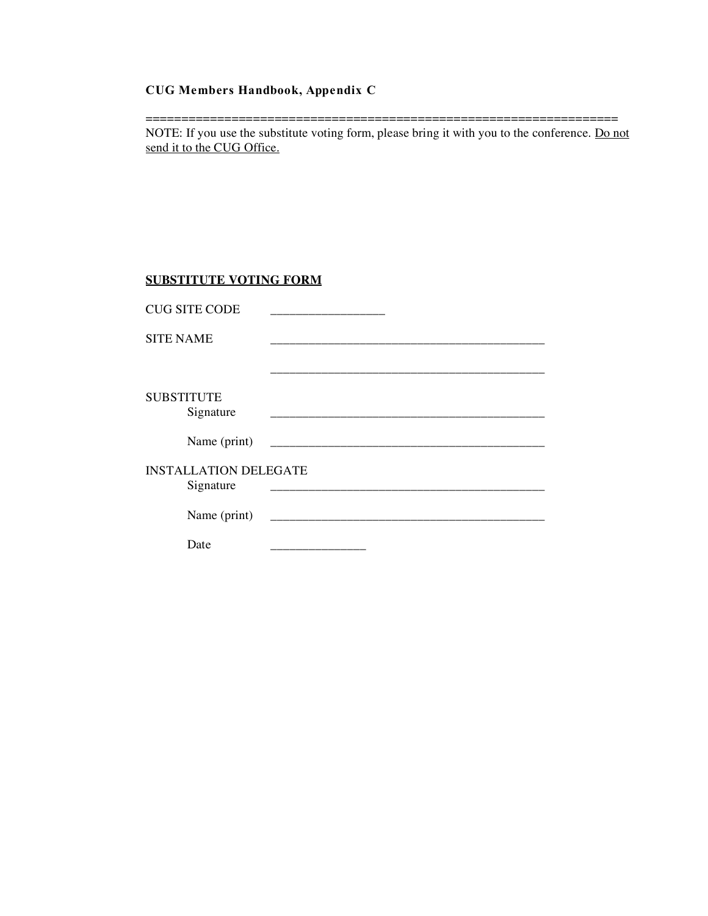**CUG Members Handbook, Appendix C**

================================================================

NOTE: If you use the substitute voting form, please bring it with you to the conference. <u>Do not send it to the CUG Office.</u>

**<u>SUBSTITUTE VOTING FORM</u>**

CUG SITE CODE __________________

SITE NAME ___________________________________________

___________________________________________

SUBSTITUTE

Signature ___________________________________________

Name (print) ___________________________________________

INSTALLATION DELEGATE

Signature ___________________________________________

Name (print) ___________________________________________

Date _______________